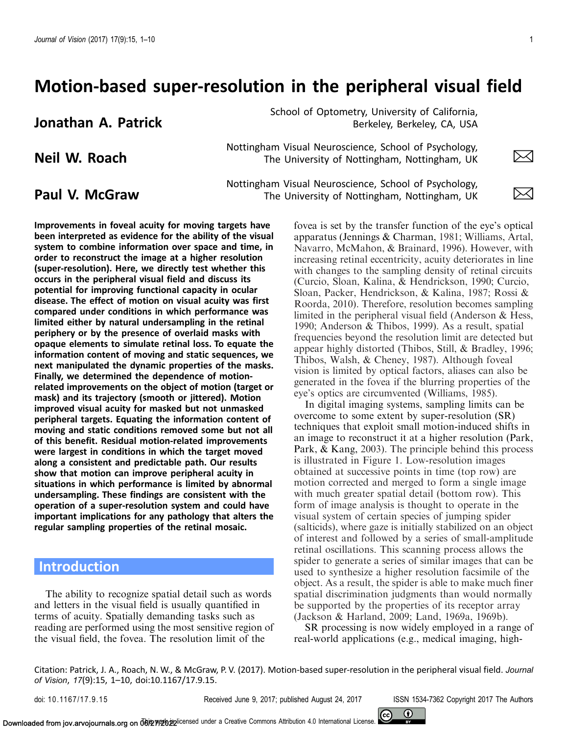# Motion-based super-resolution in the peripheral visual field

**Jonathan A. Patrick** — School of Optometry, University of California, Berkeley, Berkeley, CA, USA

**Neil W. Roach** — Nottingham Visual Neuroscience, School of Psychology, The University of Nottingham, Nottingham, UK

**Paul V. McGraw** — Nottingham Visual Neuroscience, School of Psychology, The University of Nottingham, Nottingham, UK

**Improvements in foveal acuity for moving targets have been interpreted as evidence for the ability of the visual system to combine information over space and time, in order to reconstruct the image at a higher resolution (super-resolution). Here, we directly test whether this occurs in the peripheral visual field and discuss its potential for improving functional capacity in ocular disease. The effect of motion on visual acuity was first compared under conditions in which performance was limited either by natural undersampling in the retinal periphery or by the presence of overlaid masks with opaque elements to simulate retinal loss. To equate the information content of moving and static sequences, we next manipulated the dynamic properties of the masks. Finally, we determined the dependence of motion-related improvements on the object of motion (target or mask) and its trajectory (smooth or jittered). Motion improved visual acuity for masked but not unmasked peripheral targets. Equating the information content of moving and static conditions removed some but not all of this benefit. Residual motion-related improvements were largest in conditions in which the target moved along a consistent and predictable path. Our results show that motion can improve peripheral acuity in situations in which performance is limited by abnormal undersampling. These findings are consistent with the operation of a super-resolution system and could have important implications for any pathology that alters the regular sampling properties of the retinal mosaic.**

## Introduction

The ability to recognize spatial detail such as words and letters in the visual field is usually quantified in terms of acuity. Spatially demanding tasks such as reading are performed using the most sensitive region of the visual field, the fovea. The resolution limit of the fovea is set by the transfer function of the eye's optical apparatus (Jennings & Charman, 1981; Williams, Artal, Navarro, McMahon, & Brainard, 1996). However, with increasing retinal eccentricity, acuity deteriorates in line with changes to the sampling density of retinal circuits (Curcio, Sloan, Kalina, & Hendrickson, 1990; Curcio, Sloan, Packer, Hendrickson, & Kalina, 1987; Rossi & Roorda, 2010). Therefore, resolution becomes sampling limited in the peripheral visual field (Anderson & Hess, 1990; Anderson & Thibos, 1999). As a result, spatial frequencies beyond the resolution limit are detected but appear highly distorted (Thibos, Still, & Bradley, 1996; Thibos, Walsh, & Cheney, 1987). Although foveal vision is limited by optical factors, aliases can also be generated in the fovea if the blurring properties of the eye's optics are circumvented (Williams, 1985).

In digital imaging systems, sampling limits can be overcome to some extent by super-resolution (SR) techniques that exploit small motion-induced shifts in an image to reconstruct it at a higher resolution (Park, Park, & Kang, 2003). The principle behind this process is illustrated in Figure 1. Low-resolution images obtained at successive points in time (top row) are motion corrected and merged to form a single image with much greater spatial detail (bottom row). This form of image analysis is thought to operate in the visual system of certain species of jumping spider (salticids), where gaze is initially stabilized on an object of interest and followed by a series of small-amplitude retinal oscillations. This scanning process allows the spider to generate a series of similar images that can be used to synthesize a higher resolution facsimile of the object. As a result, the spider is able to make much finer spatial discrimination judgments than would normally be supported by the properties of its receptor array (Jackson & Harland, 2009; Land, 1969a, 1969b).

SR processing is now widely employed in a range of real-world applications (e.g., medical imaging, high-

Citation: Patrick, J. A., Roach, N. W., & McGraw, P. V. (2017). Motion-based super-resolution in the peripheral visual field. *Journal of Vision*, *17*(9):15, 1–10, doi:10.1167/17.9.15.

doi: 10.1167/17.9.15 Received June 9, 2017; published August 24, 2017 ISSN 1534-7362 Copyright 2017 The Authors

This work is licensed under a Creative Commons Attribution 4.0 International License.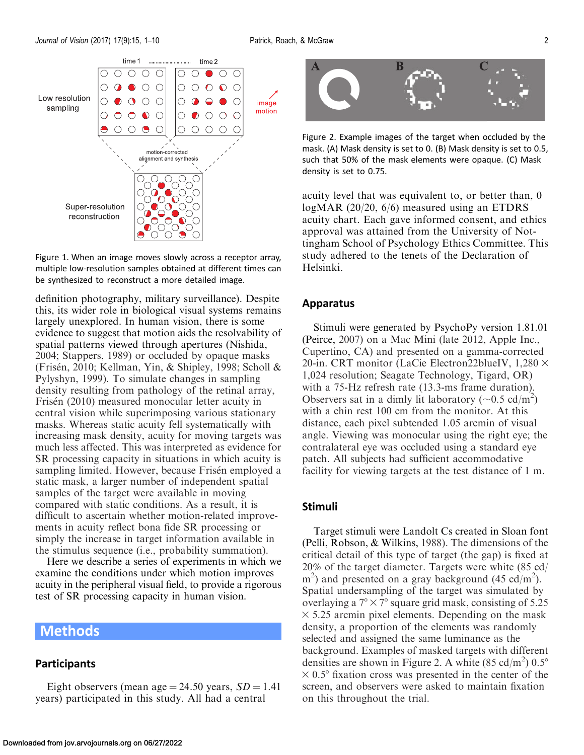Figure 1. When an image moves slowly across a receptor array, multiple low-resolution samples obtained at different times can be synthesized to reconstruct a more detailed image.

definition photography, military surveillance). Despite this, its wider role in biological visual systems remains largely unexplored. In human vision, there is some evidence to suggest that motion aids the resolvability of spatial patterns viewed through apertures (Nishida, 2004; Stappers, 1989) or occluded by opaque masks (Frisén, 2010; Kellman, Yin, & Shipley, 1998; Scholl & Pylyshyn, 1999). To simulate changes in sampling density resulting from pathology of the retinal array, Frisén (2010) measured monocular letter acuity in central vision while superimposing various stationary masks. Whereas static acuity fell systematically with increasing mask density, acuity for moving targets was much less affected. This was interpreted as evidence for SR processing capacity in situations in which acuity is sampling limited. However, because Frisén employed a static mask, a larger number of independent spatial samples of the target were available in moving compared with static conditions. As a result, it is difficult to ascertain whether motion-related improvements in acuity reflect bona fide SR processing or simply the increase in target information available in the stimulus sequence (i.e., probability summation).

Here we describe a series of experiments in which we examine the conditions under which motion improves acuity in the peripheral visual field, to provide a rigorous test of SR processing capacity in human vision.

# Methods

## Participants

Eight observers (mean age = 24.50 years, $SD$ = 1.41 years) participated in this study. All had a central acuity level that was equivalent to, or better than, 0 logMAR (20/20, 6/6) measured using an ETDRS acuity chart. Each gave informed consent, and ethics approval was attained from the University of Nottingham School of Psychology Ethics Committee. This study adhered to the tenets of the Declaration of Helsinki.

Figure 2. Example images of the target when occluded by the mask. (A) Mask density is set to 0. (B) Mask density is set to 0.5, such that 50% of the mask elements were opaque. (C) Mask density is set to 0.75.

## Apparatus

Stimuli were generated by PsychoPy version 1.81.01 (Peirce, 2007) on a Mac Mini (late 2012, Apple Inc., Cupertino, CA) and presented on a gamma-corrected 20-in. CRT monitor (LaCie Electron22blueIV, 1,280 × 1,024 resolution; Seagate Technology, Tigard, OR) with a 75-Hz refresh rate (13.3-ms frame duration). Observers sat in a dimly lit laboratory (~0.5 cd/m$^2$) with a chin rest 100 cm from the monitor. At this distance, each pixel subtended 1.05 arcmin of visual angle. Viewing was monocular using the right eye; the contralateral eye was occluded using a standard eye patch. All subjects had sufficient accommodative facility for viewing targets at the test distance of 1 m.

## Stimuli

Target stimuli were Landolt Cs created in Sloan font (Pelli, Robson, & Wilkins, 1988). The dimensions of the critical detail of this type of target (the gap) is fixed at 20% of the target diameter. Targets were white (85 cd/m$^2$) and presented on a gray background (45 cd/m$^2$). Spatial undersampling of the target was simulated by overlaying a 7° × 7° square grid mask, consisting of 5.25 × 5.25 arcmin pixel elements. Depending on the mask density, a proportion of the elements was randomly selected and assigned the same luminance as the background. Examples of masked targets with different densities are shown in Figure 2. A white (85 cd/m$^2$) 0.5° × 0.5° fixation cross was presented in the center of the screen, and observers were asked to maintain fixation on this throughout the trial.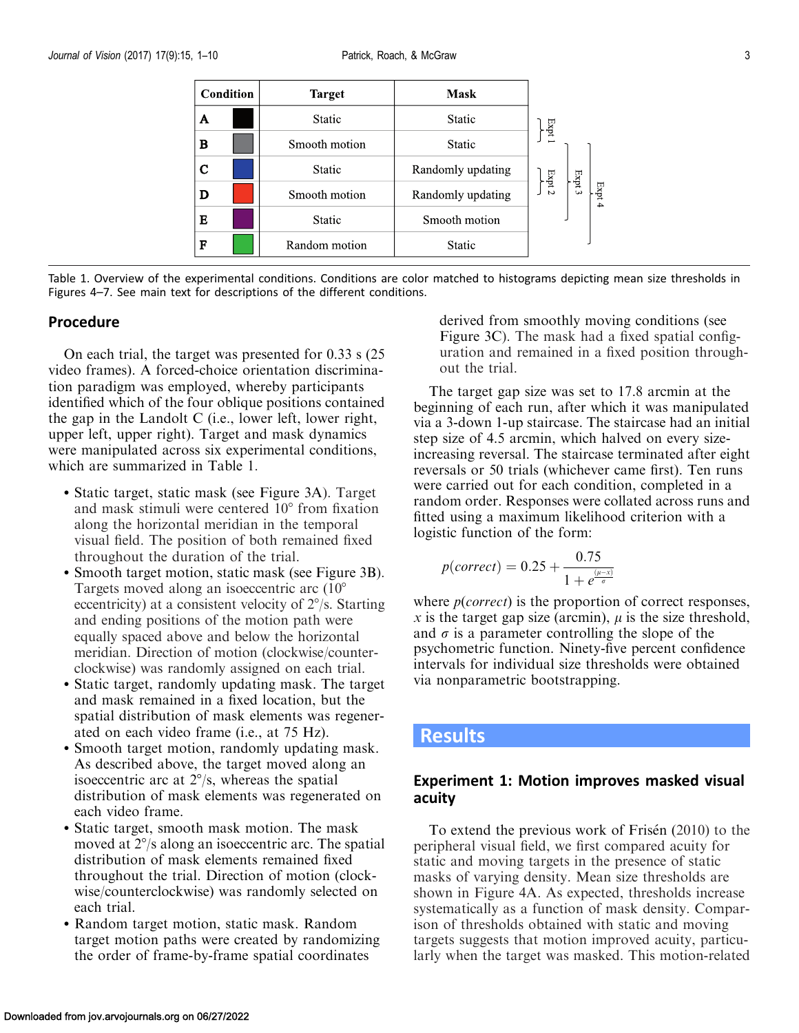| Condition | | Target | Mask | |
|---|---|---|---|---|
| A | | Static | Static | Expt 1 |
| B | | Smooth motion | Static | Expt 1, Expt 3, Expt 4 |
| C | | Static | Randomly updating | Expt 2, Expt 3, Expt 4 |
| D | | Smooth motion | Randomly updating | Expt 2, Expt 3, Expt 4 |
| E | | Static | Smooth motion | Expt 3, Expt 4 |
| F | | Random motion | Static | Expt 4 |

Table 1. Overview of the experimental conditions. Conditions are color matched to histograms depicting mean size thresholds in Figures 4–7. See main text for descriptions of the different conditions.

### Procedure

On each trial, the target was presented for 0.33 s (25 video frames). A forced-choice orientation discrimination paradigm was employed, whereby participants identified which of the four oblique positions contained the gap in the Landolt C (i.e., lower left, lower right, upper left, upper right). Target and mask dynamics were manipulated across six experimental conditions, which are summarized in Table 1.

- Static target, static mask (see Figure 3A). Target and mask stimuli were centered 10° from fixation along the horizontal meridian in the temporal visual field. The position of both remained fixed throughout the duration of the trial.
- Smooth target motion, static mask (see Figure 3B). Targets moved along an isoeccentric arc (10° eccentricity) at a consistent velocity of 2°/s. Starting and ending positions of the motion path were equally spaced above and below the horizontal meridian. Direction of motion (clockwise/counterclockwise) was randomly assigned on each trial.
- Static target, randomly updating mask. The target and mask remained in a fixed location, but the spatial distribution of mask elements was regenerated on each video frame (i.e., at 75 Hz).
- Smooth target motion, randomly updating mask. As described above, the target moved along an isoeccentric arc at 2°/s, whereas the spatial distribution of mask elements was regenerated on each video frame.
- Static target, smooth mask motion. The mask moved at 2°/s along an isoeccentric arc. The spatial distribution of mask elements remained fixed throughout the trial. Direction of motion (clockwise/counterclockwise) was randomly selected on each trial.
- Random target motion, static mask. Random target motion paths were created by randomizing the order of frame-by-frame spatial coordinates derived from smoothly moving conditions (see Figure 3C). The mask had a fixed spatial configuration and remained in a fixed position throughout the trial.

The target gap size was set to 17.8 arcmin at the beginning of each run, after which it was manipulated via a 3-down 1-up staircase. The staircase had an initial step size of 4.5 arcmin, which halved on every size-increasing reversal. The staircase terminated after eight reversals or 50 trials (whichever came first). Ten runs were carried out for each condition, completed in a random order. Responses were collated across runs and fitted using a maximum likelihood criterion with a logistic function of the form:

$$p(correct) = 0.25 + \frac{0.75}{1 + e^{\frac{(\mu - x)}{\sigma}}}$$

where $p(correct)$ is the proportion of correct responses, $x$ is the target gap size (arcmin), $\mu$ is the size threshold, and $\sigma$ is a parameter controlling the slope of the psychometric function. Ninety-five percent confidence intervals for individual size thresholds were obtained via nonparametric bootstrapping.

## Results

### Experiment 1: Motion improves masked visual acuity

To extend the previous work of Frisén (2010) to the peripheral visual field, we first compared acuity for static and moving targets in the presence of static masks of varying density. Mean size thresholds are shown in Figure 4A. As expected, thresholds increase systematically as a function of mask density. Comparison of thresholds obtained with static and moving targets suggests that motion improved acuity, particularly when the target was masked. This motion-related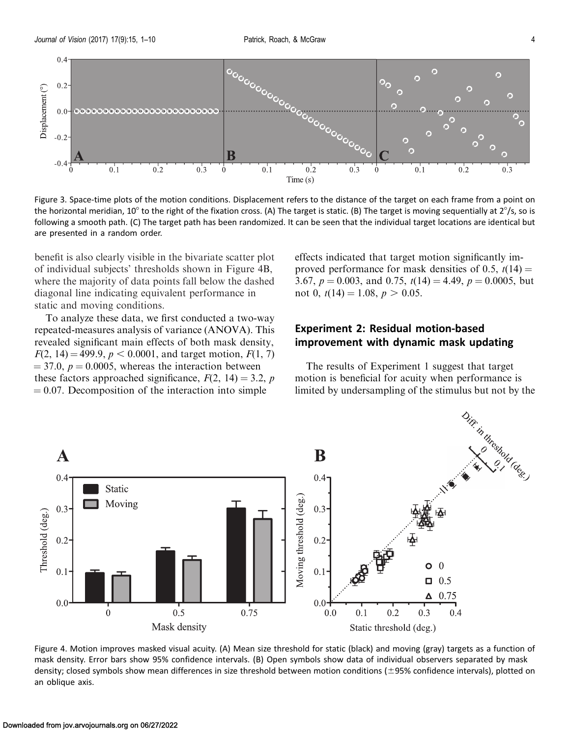Figure 3. Space-time plots of the motion conditions. Displacement refers to the distance of the target on each frame from a point on the horizontal meridian, 10° to the right of the fixation cross. (A) The target is static. (B) The target is moving sequentially at 2°/s, so is following a smooth path. (C) The target path has been randomized. It can be seen that the individual target locations are identical but are presented in a random order.

benefit is also clearly visible in the bivariate scatter plot of individual subjects' thresholds shown in Figure 4B, where the majority of data points fall below the dashed diagonal line indicating equivalent performance in static and moving conditions.

To analyze these data, we first conducted a two-way repeated-measures analysis of variance (ANOVA). This revealed significant main effects of both mask density, $F(2, 14) = 499.9$, $p < 0.0001$, and target motion, $F(1, 7) = 37.0$, $p = 0.0005$, whereas the interaction between these factors approached significance, $F(2, 14) = 3.2$, $p = 0.07$. Decomposition of the interaction into simple effects indicated that target motion significantly improved performance for mask densities of 0.5, $t(14) = 3.67$, $p = 0.003$, and 0.75, $t(14) = 4.49$, $p = 0.0005$, but not 0, $t(14) = 1.08$, $p > 0.05$.

## Experiment 2: Residual motion-based improvement with dynamic mask updating

The results of Experiment 1 suggest that target motion is beneficial for acuity when performance is limited by undersampling of the stimulus but not by the

Figure 4. Motion improves masked visual acuity. (A) Mean size threshold for static (black) and moving (gray) targets as a function of mask density. Error bars show 95% confidence intervals. (B) Open symbols show data of individual observers separated by mask density; closed symbols show mean differences in size threshold between motion conditions (±95% confidence intervals), plotted on an oblique axis.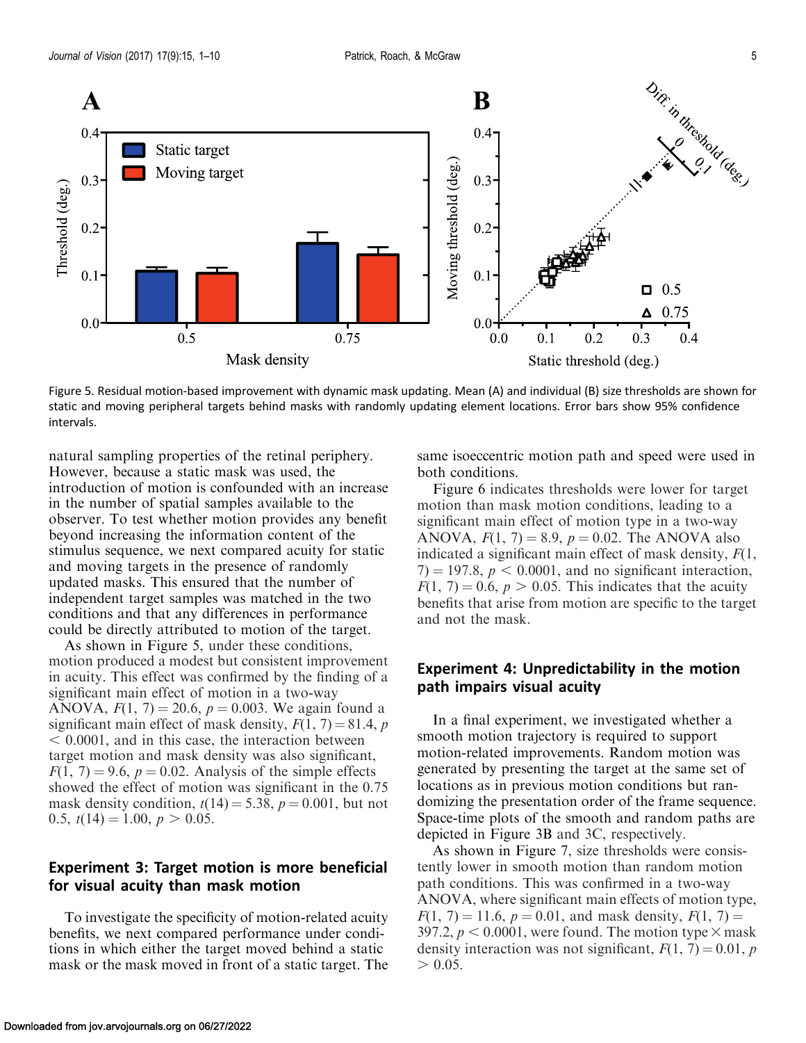Figure 5. Residual motion-based improvement with dynamic mask updating. Mean (A) and individual (B) size thresholds are shown for static and moving peripheral targets behind masks with randomly updating element locations. Error bars show 95% confidence intervals.

natural sampling properties of the retinal periphery. However, because a static mask was used, the introduction of motion is confounded with an increase in the number of spatial samples available to the observer. To test whether motion provides any benefit beyond increasing the information content of the stimulus sequence, we next compared acuity for static and moving targets in the presence of randomly updated masks. This ensured that the number of independent target samples was matched in the two conditions and that any differences in performance could be directly attributed to motion of the target.

As shown in Figure 5, under these conditions, motion produced a modest but consistent improvement in acuity. This effect was confirmed by the finding of a significant main effect of motion in a two-way ANOVA, $F(1, 7) = 20.6$, $p = 0.003$. We again found a significant main effect of mask density, $F(1, 7) = 81.4$, $p < 0.0001$, and in this case, the interaction between target motion and mask density was also significant, $F(1, 7) = 9.6$, $p = 0.02$. Analysis of the simple effects showed the effect of motion was significant in the 0.75 mask density condition, $t(14) = 5.38$, $p = 0.001$, but not 0.5, $t(14) = 1.00$, $p > 0.05$.

## Experiment 3: Target motion is more beneficial for visual acuity than mask motion

To investigate the specificity of motion-related acuity benefits, we next compared performance under conditions in which either the target moved behind a static mask or the mask moved in front of a static target. The same isoeccentric motion path and speed were used in both conditions.

Figure 6 indicates thresholds were lower for target motion than mask motion conditions, leading to a significant main effect of motion type in a two-way ANOVA, $F(1, 7) = 8.9$, $p = 0.02$. The ANOVA also indicated a significant main effect of mask density, $F(1, 7) = 197.8$, $p < 0.0001$, and no significant interaction, $F(1, 7) = 0.6$, $p > 0.05$. This indicates that the acuity benefits that arise from motion are specific to the target and not the mask.

## Experiment 4: Unpredictability in the motion path impairs visual acuity

In a final experiment, we investigated whether a smooth motion trajectory is required to support motion-related improvements. Random motion was generated by presenting the target at the same set of locations as in previous motion conditions but randomizing the presentation order of the frame sequence. Space-time plots of the smooth and random paths are depicted in Figure 3B and 3C, respectively.

As shown in Figure 7, size thresholds were consistently lower in smooth motion than random motion path conditions. This was confirmed in a two-way ANOVA, where significant main effects of motion type, $F(1, 7) = 11.6$, $p = 0.01$, and mask density, $F(1, 7) = 397.2$, $p < 0.0001$, were found. The motion type $\times$ mask density interaction was not significant, $F(1, 7) = 0.01$, $p > 0.05$.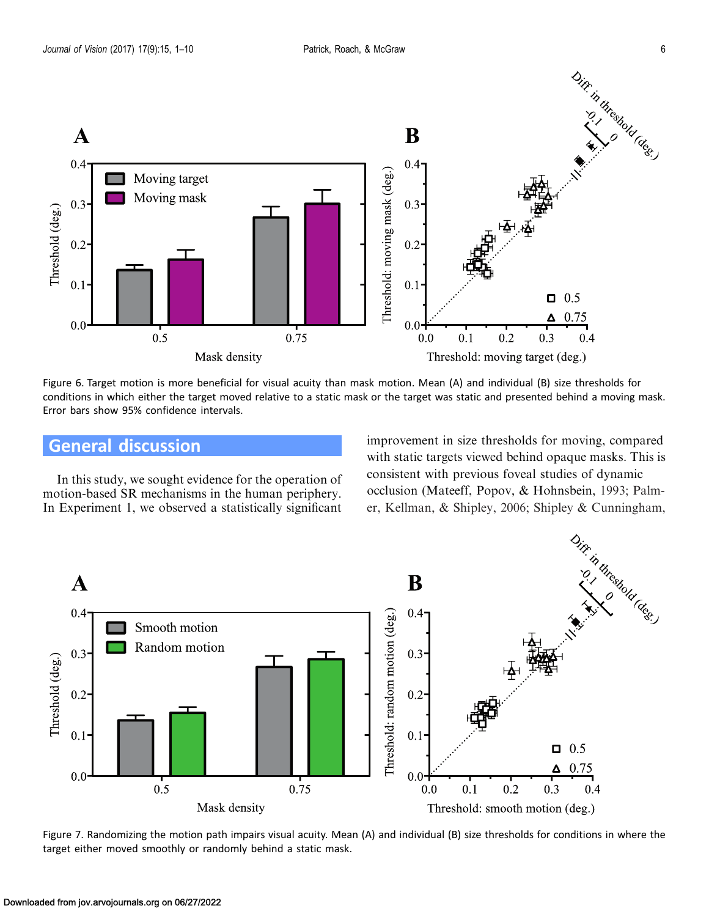Figure 6. Target motion is more beneficial for visual acuity than mask motion. Mean (A) and individual (B) size thresholds for conditions in which either the target moved relative to a static mask or the target was static and presented behind a moving mask. Error bars show 95% confidence intervals.

## General discussion

In this study, we sought evidence for the operation of motion-based SR mechanisms in the human periphery. In Experiment 1, we observed a statistically significant improvement in size thresholds for moving, compared with static targets viewed behind opaque masks. This is consistent with previous foveal studies of dynamic occlusion (Mateeff, Popov, & Hohnsbein, 1993; Palmer, Kellman, & Shipley, 2006; Shipley & Cunningham,

Figure 7. Randomizing the motion path impairs visual acuity. Mean (A) and individual (B) size thresholds for conditions in where the target either moved smoothly or randomly behind a static mask.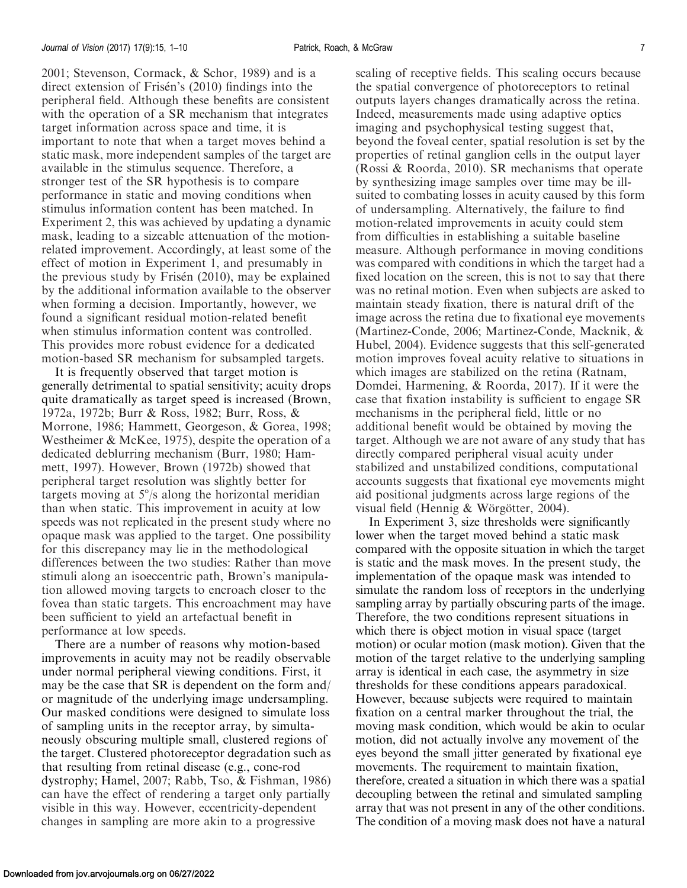2001; Stevenson, Cormack, & Schor, 1989) and is a direct extension of Frisén's (2010) findings into the peripheral field. Although these benefits are consistent with the operation of a SR mechanism that integrates target information across space and time, it is important to note that when a target moves behind a static mask, more independent samples of the target are available in the stimulus sequence. Therefore, a stronger test of the SR hypothesis is to compare performance in static and moving conditions when stimulus information content has been matched. In Experiment 2, this was achieved by updating a dynamic mask, leading to a sizeable attenuation of the motion-related improvement. Accordingly, at least some of the effect of motion in Experiment 1, and presumably in the previous study by Frisén (2010), may be explained by the additional information available to the observer when forming a decision. Importantly, however, we found a significant residual motion-related benefit when stimulus information content was controlled. This provides more robust evidence for a dedicated motion-based SR mechanism for subsampled targets.

It is frequently observed that target motion is generally detrimental to spatial sensitivity; acuity drops quite dramatically as target speed is increased (Brown, 1972a, 1972b; Burr & Ross, 1982; Burr, Ross, & Morrone, 1986; Hammett, Georgeson, & Gorea, 1998; Westheimer & McKee, 1975), despite the operation of a dedicated deblurring mechanism (Burr, 1980; Hammett, 1997). However, Brown (1972b) showed that peripheral target resolution was slightly better for targets moving at 5°/s along the horizontal meridian than when static. This improvement in acuity at low speeds was not replicated in the present study where no opaque mask was applied to the target. One possibility for this discrepancy may lie in the methodological differences between the two studies: Rather than move stimuli along an isoeccentric path, Brown's manipulation allowed moving targets to encroach closer to the fovea than static targets. This encroachment may have been sufficient to yield an artefactual benefit in performance at low speeds.

There are a number of reasons why motion-based improvements in acuity may not be readily observable under normal peripheral viewing conditions. First, it may be the case that SR is dependent on the form and/or magnitude of the underlying image undersampling. Our masked conditions were designed to simulate loss of sampling units in the receptor array, by simultaneously obscuring multiple small, clustered regions of the target. Clustered photoreceptor degradation such as that resulting from retinal disease (e.g., cone-rod dystrophy; Hamel, 2007; Rabb, Tso, & Fishman, 1986) can have the effect of rendering a target only partially visible in this way. However, eccentricity-dependent changes in sampling are more akin to a progressive scaling of receptive fields. This scaling occurs because the spatial convergence of photoreceptors to retinal outputs layers changes dramatically across the retina. Indeed, measurements made using adaptive optics imaging and psychophysical testing suggest that, beyond the foveal center, spatial resolution is set by the properties of retinal ganglion cells in the output layer (Rossi & Roorda, 2010). SR mechanisms that operate by synthesizing image samples over time may be ill-suited to combating losses in acuity caused by this form of undersampling. Alternatively, the failure to find motion-related improvements in acuity could stem from difficulties in establishing a suitable baseline measure. Although performance in moving conditions was compared with conditions in which the target had a fixed location on the screen, this is not to say that there was no retinal motion. Even when subjects are asked to maintain steady fixation, there is natural drift of the image across the retina due to fixational eye movements (Martinez-Conde, 2006; Martinez-Conde, Macknik, & Hubel, 2004). Evidence suggests that this self-generated motion improves foveal acuity relative to situations in which images are stabilized on the retina (Ratnam, Domdei, Harmening, & Roorda, 2017). If it were the case that fixation instability is sufficient to engage SR mechanisms in the peripheral field, little or no additional benefit would be obtained by moving the target. Although we are not aware of any study that has directly compared peripheral visual acuity under stabilized and unstabilized conditions, computational accounts suggests that fixational eye movements might aid positional judgments across large regions of the visual field (Hennig & Wörgötter, 2004).

In Experiment 3, size thresholds were significantly lower when the target moved behind a static mask compared with the opposite situation in which the target is static and the mask moves. In the present study, the implementation of the opaque mask was intended to simulate the random loss of receptors in the underlying sampling array by partially obscuring parts of the image. Therefore, the two conditions represent situations in which there is object motion in visual space (target motion) or ocular motion (mask motion). Given that the motion of the target relative to the underlying sampling array is identical in each case, the asymmetry in size thresholds for these conditions appears paradoxical. However, because subjects were required to maintain fixation on a central marker throughout the trial, the moving mask condition, which would be akin to ocular motion, did not actually involve any movement of the eyes beyond the small jitter generated by fixational eye movements. The requirement to maintain fixation, therefore, created a situation in which there was a spatial decoupling between the retinal and simulated sampling array that was not present in any of the other conditions. The condition of a moving mask does not have a natural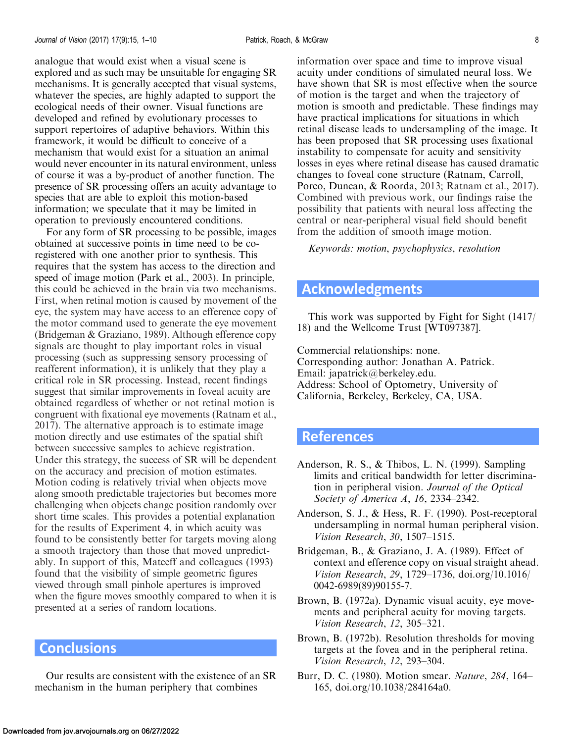analogue that would exist when a visual scene is explored and as such may be unsuitable for engaging SR mechanisms. It is generally accepted that visual systems, whatever the species, are highly adapted to support the ecological needs of their owner. Visual functions are developed and refined by evolutionary processes to support repertoires of adaptive behaviors. Within this framework, it would be difficult to conceive of a mechanism that would exist for a situation an animal would never encounter in its natural environment, unless of course it was a by-product of another function. The presence of SR processing offers an acuity advantage to species that are able to exploit this motion-based information; we speculate that it may be limited in operation to previously encountered conditions.

For any form of SR processing to be possible, images obtained at successive points in time need to be co-registered with one another prior to synthesis. This requires that the system has access to the direction and speed of image motion (Park et al., 2003). In principle, this could be achieved in the brain via two mechanisms. First, when retinal motion is caused by movement of the eye, the system may have access to an efference copy of the motor command used to generate the eye movement (Bridgeman & Graziano, 1989). Although efference copy signals are thought to play important roles in visual processing (such as suppressing sensory processing of reafferent information), it is unlikely that they play a critical role in SR processing. Instead, recent findings suggest that similar improvements in foveal acuity are obtained regardless of whether or not retinal motion is congruent with fixational eye movements (Ratnam et al., 2017). The alternative approach is to estimate image motion directly and use estimates of the spatial shift between successive samples to achieve registration. Under this strategy, the success of SR will be dependent on the accuracy and precision of motion estimates. Motion coding is relatively trivial when objects move along smooth predictable trajectories but becomes more challenging when objects change position randomly over short time scales. This provides a potential explanation for the results of Experiment 4, in which acuity was found to be consistently better for targets moving along a smooth trajectory than those that moved unpredictably. In support of this, Mateeff and colleagues (1993) found that the visibility of simple geometric figures viewed through small pinhole apertures is improved when the figure moves smoothly compared to when it is presented at a series of random locations.

## Conclusions

Our results are consistent with the existence of an SR mechanism in the human periphery that combines information over space and time to improve visual acuity under conditions of simulated neural loss. We have shown that SR is most effective when the source of motion is the target and when the trajectory of motion is smooth and predictable. These findings may have practical implications for situations in which retinal disease leads to undersampling of the image. It has been proposed that SR processing uses fixational instability to compensate for acuity and sensitivity losses in eyes where retinal disease has caused dramatic changes to foveal cone structure (Ratnam, Carroll, Porco, Duncan, & Roorda, 2013; Ratnam et al., 2017). Combined with previous work, our findings raise the possibility that patients with neural loss affecting the central or near-peripheral visual field should benefit from the addition of smooth image motion.

*Keywords: motion, psychophysics, resolution*

## Acknowledgments

This work was supported by Fight for Sight (1417/18) and the Wellcome Trust [WT097387].

Commercial relationships: none.
Corresponding author: Jonathan A. Patrick.
Email: japatrick@berkeley.edu.
Address: School of Optometry, University of California, Berkeley, Berkeley, CA, USA.

## References

Anderson, R. S., & Thibos, L. N. (1999). Sampling limits and critical bandwidth for letter discrimination in peripheral vision. *Journal of the Optical Society of America A*, *16*, 2334–2342.

Anderson, S. J., & Hess, R. F. (1990). Post-receptoral undersampling in normal human peripheral vision. *Vision Research*, *30*, 1507–1515.

Bridgeman, B., & Graziano, J. A. (1989). Effect of context and efference copy on visual straight ahead. *Vision Research*, *29*, 1729–1736, doi.org/10.1016/0042-6989(89)90155-7.

Brown, B. (1972a). Dynamic visual acuity, eye movements and peripheral acuity for moving targets. *Vision Research*, *12*, 305–321.

Brown, B. (1972b). Resolution thresholds for moving targets at the fovea and in the peripheral retina. *Vision Research*, *12*, 293–304.

Burr, D. C. (1980). Motion smear. *Nature*, *284*, 164–165, doi.org/10.1038/284164a0.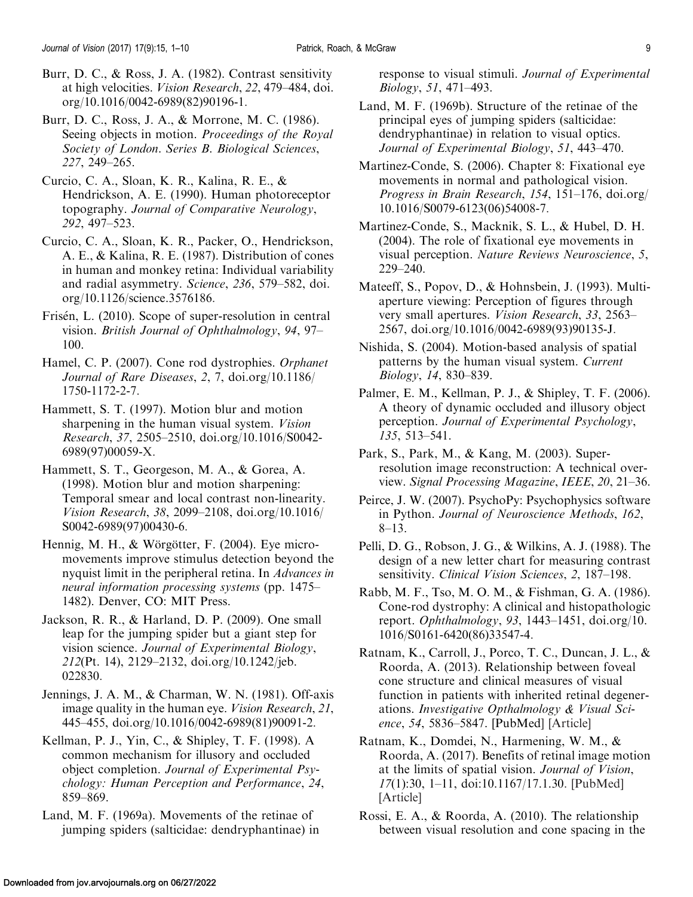Burr, D. C., & Ross, J. A. (1982). Contrast sensitivity at high velocities. *Vision Research*, *22*, 479–484, doi.org/10.1016/0042-6989(82)90196-1.

Burr, D. C., Ross, J. A., & Morrone, M. C. (1986). Seeing objects in motion. *Proceedings of the Royal Society of London. Series B. Biological Sciences*, *227*, 249–265.

Curcio, C. A., Sloan, K. R., Kalina, R. E., & Hendrickson, A. E. (1990). Human photoreceptor topography. *Journal of Comparative Neurology*, *292*, 497–523.

Curcio, C. A., Sloan, K. R., Packer, O., Hendrickson, A. E., & Kalina, R. E. (1987). Distribution of cones in human and monkey retina: Individual variability and radial asymmetry. *Science*, *236*, 579–582, doi.org/10.1126/science.3576186.

Frisén, L. (2010). Scope of super-resolution in central vision. *British Journal of Ophthalmology*, *94*, 97–100.

Hamel, C. P. (2007). Cone rod dystrophies. *Orphanet Journal of Rare Diseases*, *2*, 7, doi.org/10.1186/1750-1172-2-7.

Hammett, S. T. (1997). Motion blur and motion sharpening in the human visual system. *Vision Research*, *37*, 2505–2510, doi.org/10.1016/S0042-6989(97)00059-X.

Hammett, S. T., Georgeson, M. A., & Gorea, A. (1998). Motion blur and motion sharpening: Temporal smear and local contrast non-linearity. *Vision Research*, *38*, 2099–2108, doi.org/10.1016/S0042-6989(97)00430-6.

Hennig, M. H., & Wörgötter, F. (2004). Eye micro-movements improve stimulus detection beyond the nyquist limit in the peripheral retina. In *Advances in neural information processing systems* (pp. 1475–1482). Denver, CO: MIT Press.

Jackson, R. R., & Harland, D. P. (2009). One small leap for the jumping spider but a giant step for vision science. *Journal of Experimental Biology*, *212*(Pt. 14), 2129–2132, doi.org/10.1242/jeb.022830.

Jennings, J. A. M., & Charman, W. N. (1981). Off-axis image quality in the human eye. *Vision Research*, *21*, 445–455, doi.org/10.1016/0042-6989(81)90091-2.

Kellman, P. J., Yin, C., & Shipley, T. F. (1998). A common mechanism for illusory and occluded object completion. *Journal of Experimental Psychology: Human Perception and Performance*, *24*, 859–869.

Land, M. F. (1969a). Movements of the retinae of jumping spiders (salticidae: dendryphantinae) in response to visual stimuli. *Journal of Experimental Biology*, *51*, 471–493.

Land, M. F. (1969b). Structure of the retinae of the principal eyes of jumping spiders (salticidae: dendryphantinae) in relation to visual optics. *Journal of Experimental Biology*, *51*, 443–470.

Martinez-Conde, S. (2006). Chapter 8: Fixational eye movements in normal and pathological vision. *Progress in Brain Research*, *154*, 151–176, doi.org/10.1016/S0079-6123(06)54008-7.

Martinez-Conde, S., Macknik, S. L., & Hubel, D. H. (2004). The role of fixational eye movements in visual perception. *Nature Reviews Neuroscience*, *5*, 229–240.

Mateeff, S., Popov, D., & Hohnsbein, J. (1993). Multi-aperture viewing: Perception of figures through very small apertures. *Vision Research*, *33*, 2563–2567, doi.org/10.1016/0042-6989(93)90135-J.

Nishida, S. (2004). Motion-based analysis of spatial patterns by the human visual system. *Current Biology*, *14*, 830–839.

Palmer, E. M., Kellman, P. J., & Shipley, T. F. (2006). A theory of dynamic occluded and illusory object perception. *Journal of Experimental Psychology*, *135*, 513–541.

Park, S., Park, M., & Kang, M. (2003). Super-resolution image reconstruction: A technical overview. *Signal Processing Magazine*, *IEEE*, *20*, 21–36.

Peirce, J. W. (2007). PsychoPy: Psychophysics software in Python. *Journal of Neuroscience Methods*, *162*, 8–13.

Pelli, D. G., Robson, J. G., & Wilkins, A. J. (1988). The design of a new letter chart for measuring contrast sensitivity. *Clinical Vision Sciences*, *2*, 187–198.

Rabb, M. F., Tso, M. O. M., & Fishman, G. A. (1986). Cone-rod dystrophy: A clinical and histopathologic report. *Ophthalmology*, *93*, 1443–1451, doi.org/10.1016/S0161-6420(86)33547-4.

Ratnam, K., Carroll, J., Porco, T. C., Duncan, J. L., & Roorda, A. (2013). Relationship between foveal cone structure and clinical measures of visual function in patients with inherited retinal degenerations. *Investigative Opthalmology & Visual Science*, *54*, 5836–5847. [PubMed] [Article]

Ratnam, K., Domdei, N., Harmening, W. M., & Roorda, A. (2017). Benefits of retinal image motion at the limits of spatial vision. *Journal of Vision*, *17*(1):30, 1–11, doi:10.1167/17.1.30. [PubMed] [Article]

Rossi, E. A., & Roorda, A. (2010). The relationship between visual resolution and cone spacing in the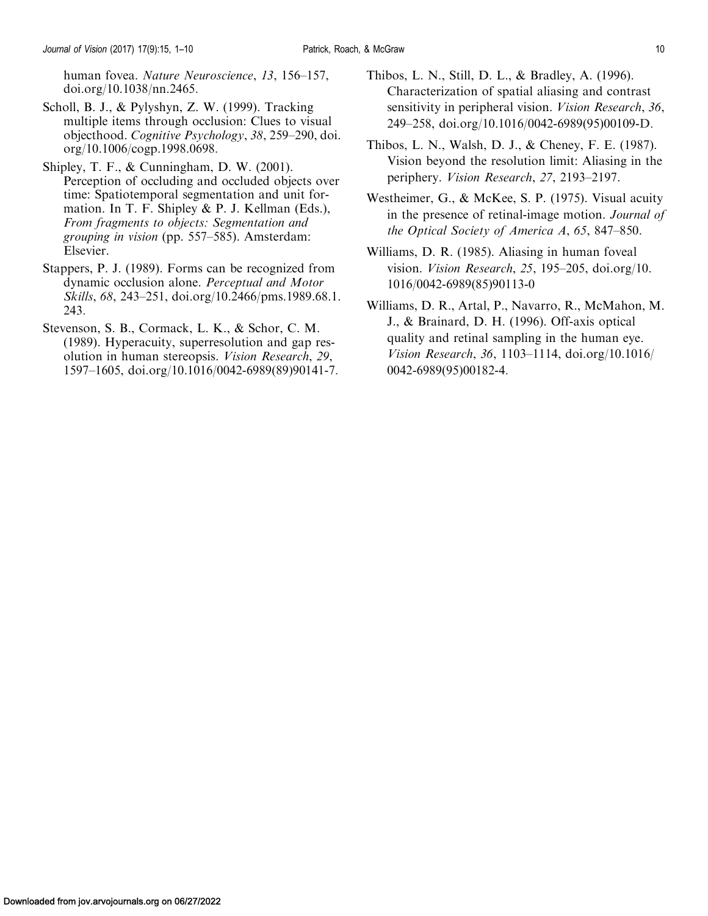human fovea. *Nature Neuroscience*, *13*, 156–157, doi.org/10.1038/nn.2465.

Scholl, B. J., & Pylyshyn, Z. W. (1999). Tracking multiple items through occlusion: Clues to visual objecthood. *Cognitive Psychology*, *38*, 259–290, doi.org/10.1006/cogp.1998.0698.

Shipley, T. F., & Cunningham, D. W. (2001). Perception of occluding and occluded objects over time: Spatiotemporal segmentation and unit formation. In T. F. Shipley & P. J. Kellman (Eds.), *From fragments to objects: Segmentation and grouping in vision* (pp. 557–585). Amsterdam: Elsevier.

Stappers, P. J. (1989). Forms can be recognized from dynamic occlusion alone. *Perceptual and Motor Skills*, *68*, 243–251, doi.org/10.2466/pms.1989.68.1.243.

Stevenson, S. B., Cormack, L. K., & Schor, C. M. (1989). Hyperacuity, superresolution and gap resolution in human stereopsis. *Vision Research*, *29*, 1597–1605, doi.org/10.1016/0042-6989(89)90141-7.

Thibos, L. N., Still, D. L., & Bradley, A. (1996). Characterization of spatial aliasing and contrast sensitivity in peripheral vision. *Vision Research*, *36*, 249–258, doi.org/10.1016/0042-6989(95)00109-D.

Thibos, L. N., Walsh, D. J., & Cheney, F. E. (1987). Vision beyond the resolution limit: Aliasing in the periphery. *Vision Research*, *27*, 2193–2197.

Westheimer, G., & McKee, S. P. (1975). Visual acuity in the presence of retinal-image motion. *Journal of the Optical Society of America A*, *65*, 847–850.

Williams, D. R. (1985). Aliasing in human foveal vision. *Vision Research*, *25*, 195–205, doi.org/10.1016/0042-6989(85)90113-0

Williams, D. R., Artal, P., Navarro, R., McMahon, M. J., & Brainard, D. H. (1996). Off-axis optical quality and retinal sampling in the human eye. *Vision Research*, *36*, 1103–1114, doi.org/10.1016/0042-6989(95)00182-4.